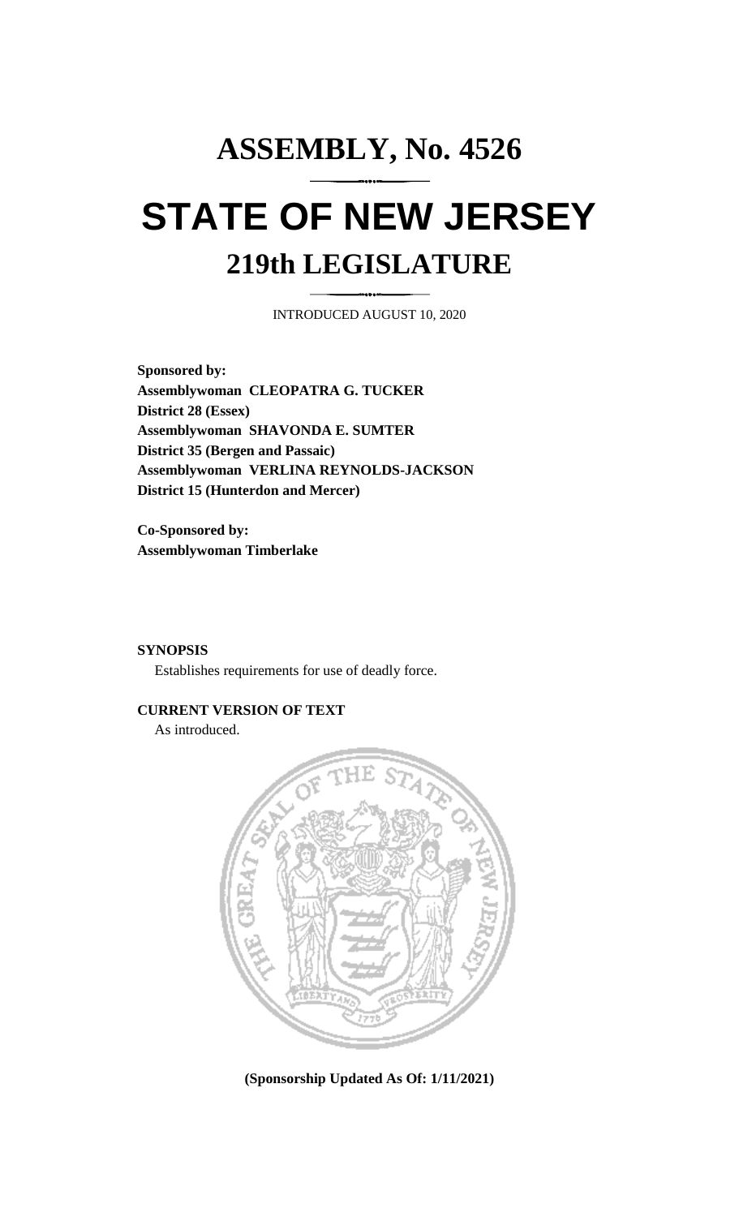# ASSEMBLY, No. 4526

# STATE OF NEW JERSEY

## 219th LEGISLATURE

INTRODUCED AUGUST 10, 2020

**Sponsored by:**
**Assemblywoman CLEOPATRA G. TUCKER**
**District 28 (Essex)**
**Assemblywoman SHAVONDA E. SUMTER**
**District 35 (Bergen and Passaic)**
**Assemblywoman VERLINA REYNOLDS-JACKSON**
**District 15 (Hunterdon and Mercer)**

**Co-Sponsored by:**
**Assemblywoman Timberlake**

**SYNOPSIS**

Establishes requirements for use of deadly force.

**CURRENT VERSION OF TEXT**

As introduced.

**(Sponsorship Updated As Of: 1/11/2021)**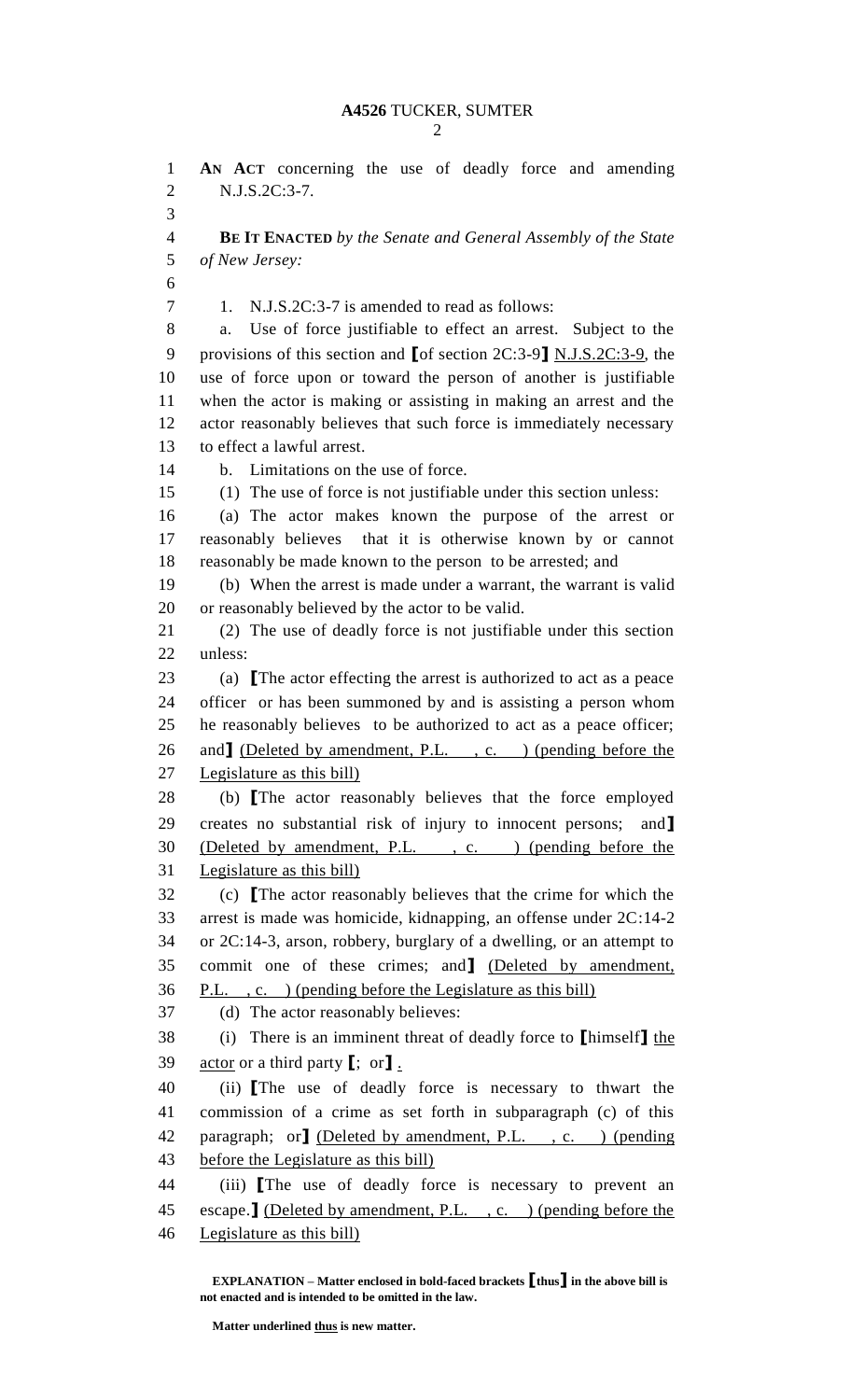**AN ACT** concerning the use of deadly force and amending N.J.S.2C:3-7.

**BE IT ENACTED** *by the Senate and General Assembly of the State of New Jersey:*

1. N.J.S.2C:3-7 is amended to read as follows:

a. Use of force justifiable to effect an arrest. Subject to the provisions of this section and **[**of section 2C:3-9**]** <u>N.J.S.2C:3-9</u>, the use of force upon or toward the person of another is justifiable when the actor is making or assisting in making an arrest and the actor reasonably believes that such force is immediately necessary to effect a lawful arrest.

b. Limitations on the use of force.

(1) The use of force is not justifiable under this section unless:

(a) The actor makes known the purpose of the arrest or reasonably believes that it is otherwise known by or cannot reasonably be made known to the person to be arrested; and

(b) When the arrest is made under a warrant, the warrant is valid or reasonably believed by the actor to be valid.

(2) The use of deadly force is not justifiable under this section unless:

(a) **[**The actor effecting the arrest is authorized to act as a peace officer or has been summoned by and is assisting a person whom he reasonably believes to be authorized to act as a peace officer; and**]** <u>(Deleted by amendment, P.L. , c. ) (pending before the Legislature as this bill)</u>

(b) **[**The actor reasonably believes that the force employed creates no substantial risk of injury to innocent persons; and**]** <u>(Deleted by amendment, P.L. , c. ) (pending before the Legislature as this bill)</u>

(c) **[**The actor reasonably believes that the crime for which the arrest is made was homicide, kidnapping, an offense under 2C:14-2 or 2C:14-3, arson, robbery, burglary of a dwelling, or an attempt to commit one of these crimes; and**]** <u>(Deleted by amendment, P.L. , c. ) (pending before the Legislature as this bill)</u>

(d) The actor reasonably believes:

(i) There is an imminent threat of deadly force to **[**himself**]** <u>the actor</u> or a third party **[**; or**]** <u>.</u>

(ii) **[**The use of deadly force is necessary to thwart the commission of a crime as set forth in subparagraph (c) of this paragraph; or**]** <u>(Deleted by amendment, P.L. , c. ) (pending before the Legislature as this bill)</u>

(iii) **[**The use of deadly force is necessary to prevent an escape.**]** <u>(Deleted by amendment, P.L. , c. ) (pending before the Legislature as this bill)</u>

**EXPLANATION – Matter enclosed in bold-faced brackets [thus] in the above bill is not enacted and is intended to be omitted in the law.**

**Matter underlined <u>thus</u> is new matter.**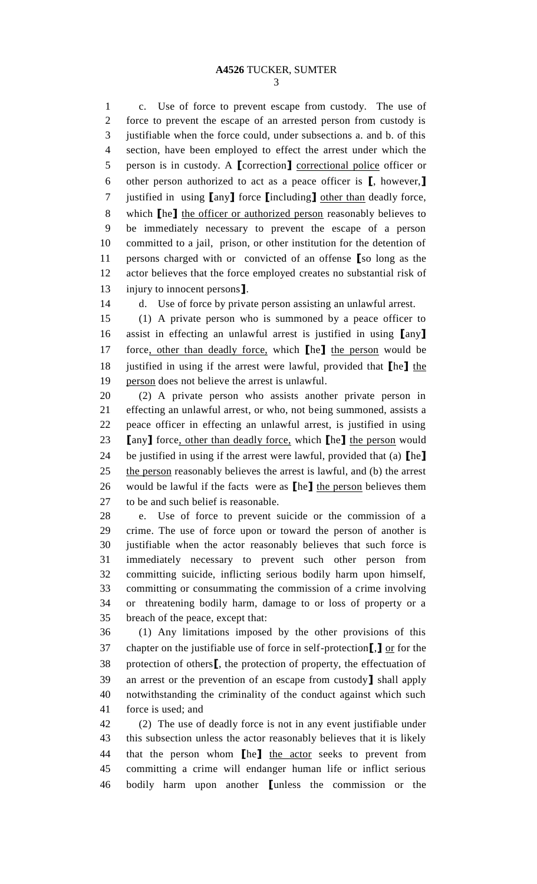c. Use of force to prevent escape from custody. The use of force to prevent the escape of an arrested person from custody is justifiable when the force could, under subsections a. and b. of this section, have been employed to effect the arrest under which the person is in custody. A [correction] <u>correctional police</u> officer or other person authorized to act as a peace officer is [, however,] justified in using [any] force [including] <u>other than</u> deadly force, which [he] <u>the officer or authorized person</u> reasonably believes to be immediately necessary to prevent the escape of a person committed to a jail, prison, or other institution for the detention of persons charged with or convicted of an offense [so long as the actor believes that the force employed creates no substantial risk of injury to innocent persons].

d. Use of force by private person assisting an unlawful arrest.

(1) A private person who is summoned by a peace officer to assist in effecting an unlawful arrest is justified in using [any] force<u>, other than deadly force,</u> which [he] <u>the person</u> would be justified in using if the arrest were lawful, provided that [he] <u>the person</u> does not believe the arrest is unlawful.

(2) A private person who assists another private person in effecting an unlawful arrest, or who, not being summoned, assists a peace officer in effecting an unlawful arrest, is justified in using [any] force<u>, other than deadly force,</u> which [he] <u>the person</u> would be justified in using if the arrest were lawful, provided that (a) [he] <u>the person</u> reasonably believes the arrest is lawful, and (b) the arrest would be lawful if the facts were as [he] <u>the person</u> believes them to be and such belief is reasonable.

e. Use of force to prevent suicide or the commission of a crime. The use of force upon or toward the person of another is justifiable when the actor reasonably believes that such force is immediately necessary to prevent such other person from committing suicide, inflicting serious bodily harm upon himself, committing or consummating the commission of a crime involving or threatening bodily harm, damage to or loss of property or a breach of the peace, except that:

(1) Any limitations imposed by the other provisions of this chapter on the justifiable use of force in self-protection[,] <u>or</u> for the protection of others[, the protection of property, the effectuation of an arrest or the prevention of an escape from custody] shall apply notwithstanding the criminality of the conduct against which such force is used; and

(2) The use of deadly force is not in any event justifiable under this subsection unless the actor reasonably believes that it is likely that the person whom [he] <u>the actor</u> seeks to prevent from committing a crime will endanger human life or inflict serious bodily harm upon another [unless the commission or the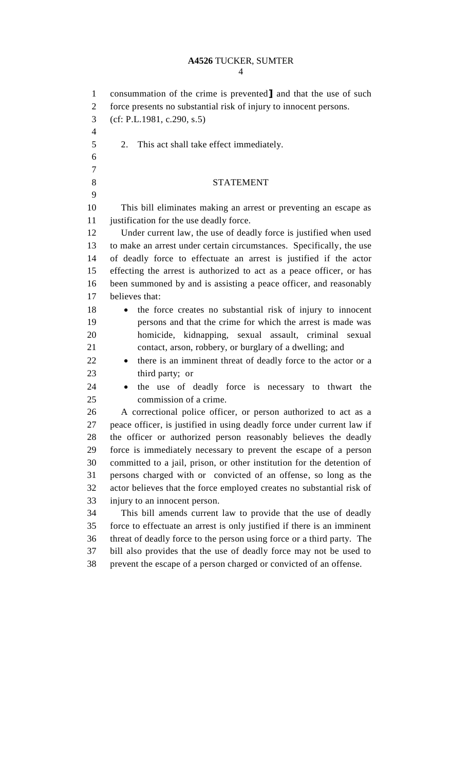consummation of the crime is prevented】 and that the use of such force presents no substantial risk of injury to innocent persons.

(cf: P.L.1981, c.290, s.5)

2. This act shall take effect immediately.

## STATEMENT

This bill eliminates making an arrest or preventing an escape as justification for the use deadly force.

Under current law, the use of deadly force is justified when used to make an arrest under certain circumstances. Specifically, the use of deadly force to effectuate an arrest is justified if the actor effecting the arrest is authorized to act as a peace officer, or has been summoned by and is assisting a peace officer, and reasonably believes that:

- the force creates no substantial risk of injury to innocent persons and that the crime for which the arrest is made was homicide, kidnapping, sexual assault, criminal sexual contact, arson, robbery, or burglary of a dwelling; and
- there is an imminent threat of deadly force to the actor or a third party; or
- the use of deadly force is necessary to thwart the commission of a crime.

A correctional police officer, or person authorized to act as a peace officer, is justified in using deadly force under current law if the officer or authorized person reasonably believes the deadly force is immediately necessary to prevent the escape of a person committed to a jail, prison, or other institution for the detention of persons charged with or convicted of an offense, so long as the actor believes that the force employed creates no substantial risk of injury to an innocent person.

This bill amends current law to provide that the use of deadly force to effectuate an arrest is only justified if there is an imminent threat of deadly force to the person using force or a third party. The bill also provides that the use of deadly force may not be used to prevent the escape of a person charged or convicted of an offense.